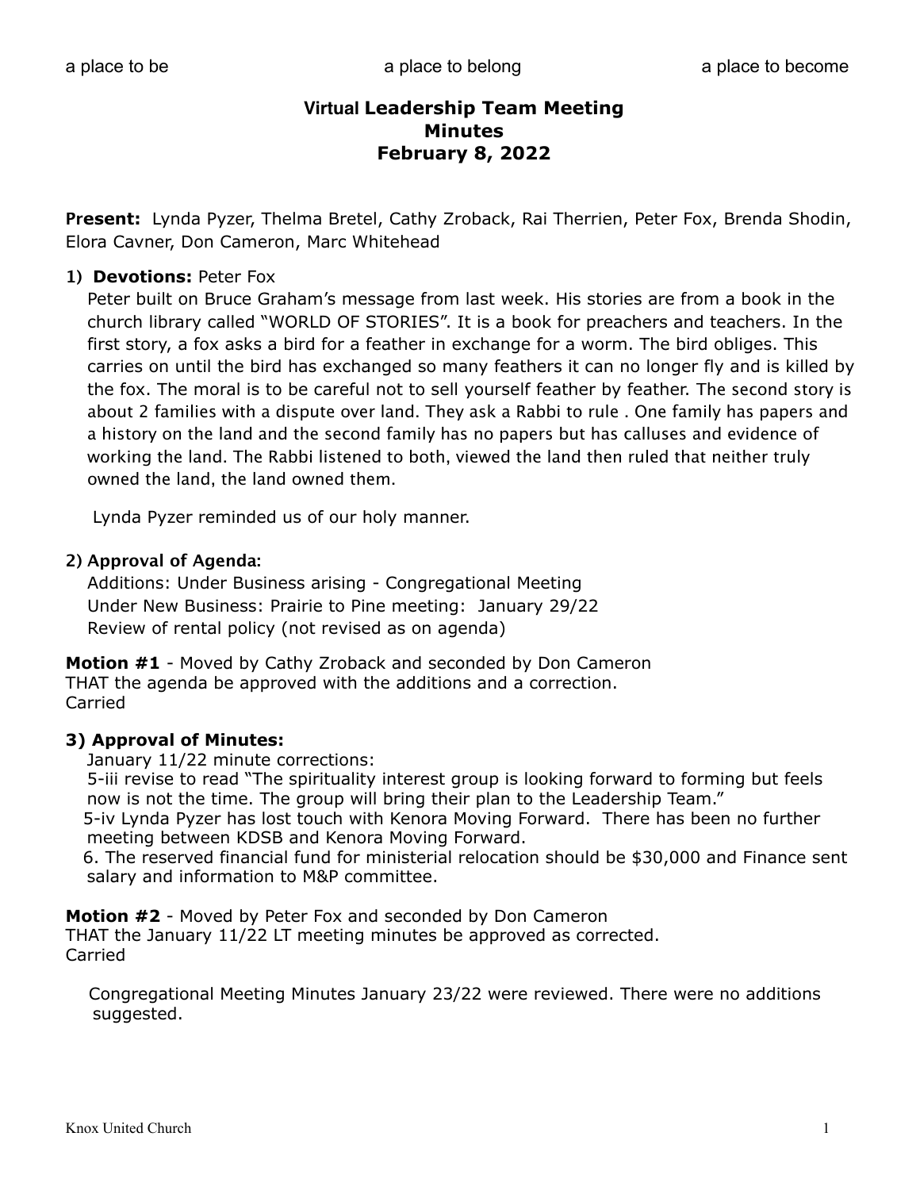a place to be a place to belong a place to become

# Virtual Leadership Team Meeting
# Minutes
# February 8, 2022

**Present:** Lynda Pyzer, Thelma Bretel, Cathy Zroback, Rai Therrien, Peter Fox, Brenda Shodin, Elora Cavner, Don Cameron, Marc Whitehead

**1) Devotions:** Peter Fox

Peter built on Bruce Graham's message from last week. His stories are from a book in the church library called "WORLD OF STORIES". It is a book for preachers and teachers. In the first story, a fox asks a bird for a feather in exchange for a worm. The bird obliges. This carries on until the bird has exchanged so many feathers it can no longer fly and is killed by the fox. The moral is to be careful not to sell yourself feather by feather. The second story is about 2 families with a dispute over land. They ask a Rabbi to rule . One family has papers and a history on the land and the second family has no papers but has calluses and evidence of working the land. The Rabbi listened to both, viewed the land then ruled that neither truly owned the land, the land owned them.

Lynda Pyzer reminded us of our holy manner.

**2) Approval of Agenda:**

Additions: Under Business arising - Congregational Meeting
Under New Business: Prairie to Pine meeting: January 29/22
Review of rental policy (not revised as on agenda)

**Motion #1** - Moved by Cathy Zroback and seconded by Don Cameron
THAT the agenda be approved with the additions and a correction.
Carried

**3) Approval of Minutes:**

January 11/22 minute corrections:

5-iii revise to read "The spirituality interest group is looking forward to forming but feels now is not the time. The group will bring their plan to the Leadership Team."

5-iv Lynda Pyzer has lost touch with Kenora Moving Forward. There has been no further meeting between KDSB and Kenora Moving Forward.

6. The reserved financial fund for ministerial relocation should be $30,000 and Finance sent salary and information to M&P committee.

**Motion #2** - Moved by Peter Fox and seconded by Don Cameron
THAT the January 11/22 LT meeting minutes be approved as corrected.
Carried

Congregational Meeting Minutes January 23/22 were reviewed. There were no additions suggested.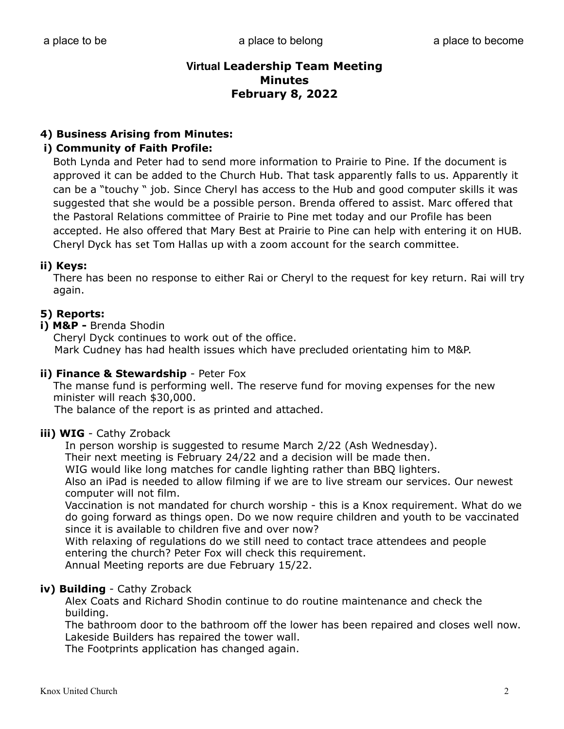## Virtual Leadership Team Meeting
## Minutes
## February 8, 2022

### 4) Business Arising from Minutes:

#### i) Community of Faith Profile:

Both Lynda and Peter had to send more information to Prairie to Pine. If the document is approved it can be added to the Church Hub. That task apparently falls to us. Apparently it can be a "touchy " job. Since Cheryl has access to the Hub and good computer skills it was suggested that she would be a possible person. Brenda offered to assist. Marc offered that the Pastoral Relations committee of Prairie to Pine met today and our Profile has been accepted. He also offered that Mary Best at Prairie to Pine can help with entering it on HUB. Cheryl Dyck has set Tom Hallas up with a zoom account for the search committee.

#### ii) Keys:

There has been no response to either Rai or Cheryl to the request for key return. Rai will try again.

### 5) Reports:

#### i) M&P - Brenda Shodin

Cheryl Dyck continues to work out of the office.
Mark Cudney has had health issues which have precluded orientating him to M&P.

#### ii) Finance & Stewardship - Peter Fox

The manse fund is performing well. The reserve fund for moving expenses for the new minister will reach $30,000.
The balance of the report is as printed and attached.

#### iii) WIG - Cathy Zroback

In person worship is suggested to resume March 2/22 (Ash Wednesday).
Their next meeting is February 24/22 and a decision will be made then.
WIG would like long matches for candle lighting rather than BBQ lighters.
Also an iPad is needed to allow filming if we are to live stream our services. Our newest computer will not film.
Vaccination is not mandated for church worship - this is a Knox requirement. What do we do going forward as things open. Do we now require children and youth to be vaccinated since it is available to children five and over now?
With relaxing of regulations do we still need to contact trace attendees and people entering the church? Peter Fox will check this requirement.
Annual Meeting reports are due February 15/22.

#### iv) Building - Cathy Zroback

Alex Coats and Richard Shodin continue to do routine maintenance and check the building.
The bathroom door to the bathroom off the lower has been repaired and closes well now.
Lakeside Builders has repaired the tower wall.
The Footprints application has changed again.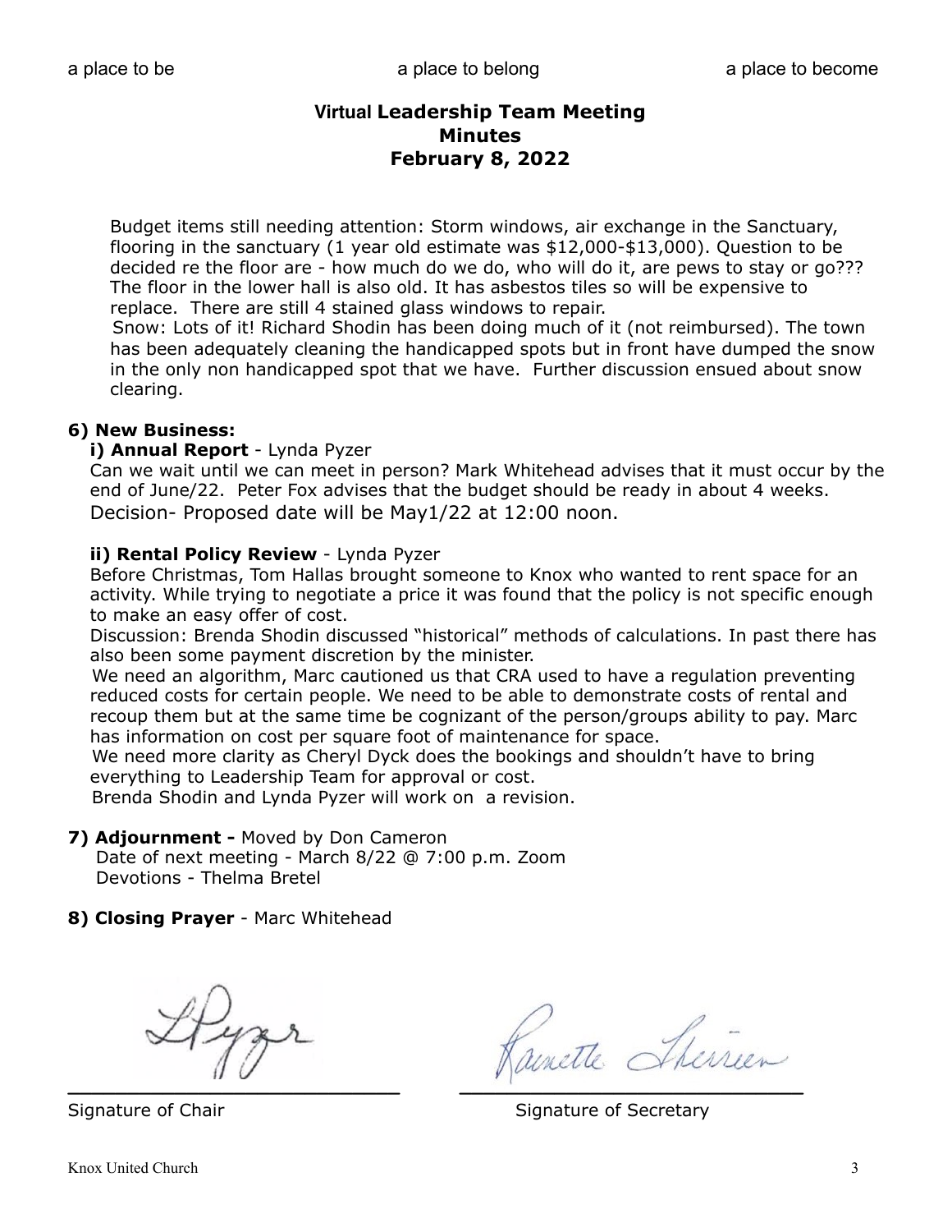a place to be a place to belong a place to become

# Virtual Leadership Team Meeting Minutes
## February 8, 2022

Budget items still needing attention: Storm windows, air exchange in the Sanctuary, flooring in the sanctuary (1 year old estimate was $12,000-$13,000). Question to be decided re the floor are - how much do we do, who will do it, are pews to stay or go??? The floor in the lower hall is also old. It has asbestos tiles so will be expensive to replace. There are still 4 stained glass windows to repair.

Snow: Lots of it! Richard Shodin has been doing much of it (not reimbursed). The town has been adequately cleaning the handicapped spots but in front have dumped the snow in the only non handicapped spot that we have. Further discussion ensued about snow clearing.

**6) New Business:**

**i) Annual Report** - Lynda Pyzer

Can we wait until we can meet in person? Mark Whitehead advises that it must occur by the end of June/22. Peter Fox advises that the budget should be ready in about 4 weeks.

Decision- Proposed date will be May1/22 at 12:00 noon.

**ii) Rental Policy Review** - Lynda Pyzer

Before Christmas, Tom Hallas brought someone to Knox who wanted to rent space for an activity. While trying to negotiate a price it was found that the policy is not specific enough to make an easy offer of cost.

Discussion: Brenda Shodin discussed "historical" methods of calculations. In past there has also been some payment discretion by the minister.

We need an algorithm, Marc cautioned us that CRA used to have a regulation preventing reduced costs for certain people. We need to be able to demonstrate costs of rental and recoup them but at the same time be cognizant of the person/groups ability to pay. Marc has information on cost per square foot of maintenance for space.

We need more clarity as Cheryl Dyck does the bookings and shouldn't have to bring everything to Leadership Team for approval or cost.

Brenda Shodin and Lynda Pyzer will work on a revision.

**7) Adjournment -** Moved by Don Cameron

Date of next meeting - March 8/22 @ 7:00 p.m. Zoom

Devotions - Thelma Bretel

**8) Closing Prayer** - Marc Whitehead

LPyzr

Signature of Chair

Raunette Therrien

Signature of Secretary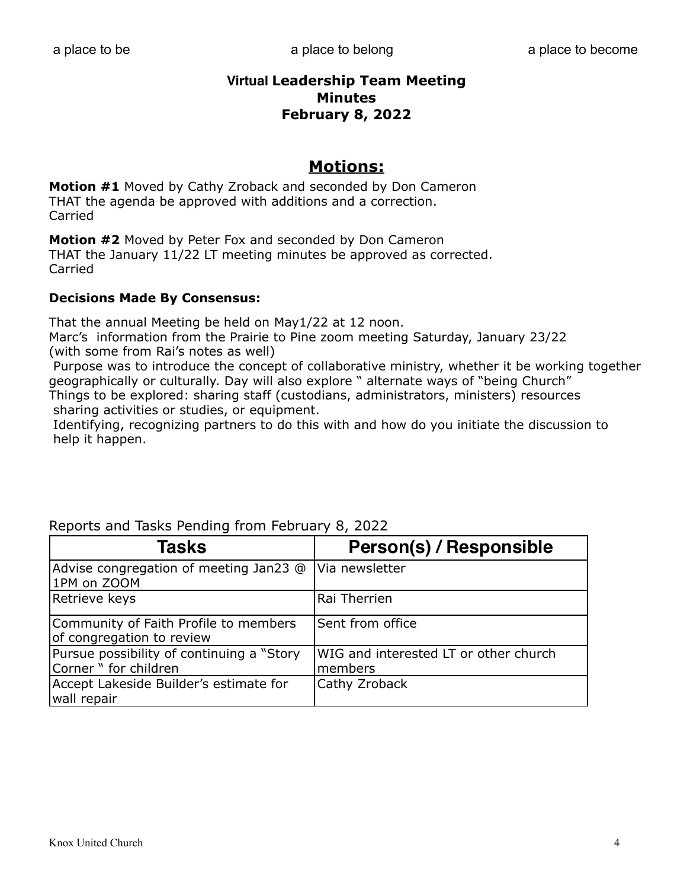a place to be a place to belong a place to become

**Virtual Leadership Team Meeting**
**Minutes**
**February 8, 2022**

## Motions:

**Motion #1** Moved by Cathy Zroback and seconded by Don Cameron
THAT the agenda be approved with additions and a correction.
Carried

**Motion #2** Moved by Peter Fox and seconded by Don Cameron
THAT the January 11/22 LT meeting minutes be approved as corrected.
Carried

**Decisions Made By Consensus:**

That the annual Meeting be held on May1/22 at 12 noon.
Marc's information from the Prairie to Pine zoom meeting Saturday, January 23/22
(with some from Rai's notes as well)
Purpose was to introduce the concept of collaborative ministry, whether it be working together geographically or culturally. Day will also explore " alternate ways of "being Church"
Things to be explored: sharing staff (custodians, administrators, ministers) resources sharing activities or studies, or equipment.
Identifying, recognizing partners to do this with and how do you initiate the discussion to help it happen.

Reports and Tasks Pending from February 8, 2022

| Tasks | Person(s) / Responsible |
|---|---|
| Advise congregation of meeting Jan23 @ 1PM on ZOOM | Via newsletter |
| Retrieve keys | Rai Therrien |
| Community of Faith Profile to members of congregation to review | Sent from office |
| Pursue possibility of continuing a "Story Corner " for children | WIG and interested LT or other church members |
| Accept Lakeside Builder's estimate for wall repair | Cathy Zroback |